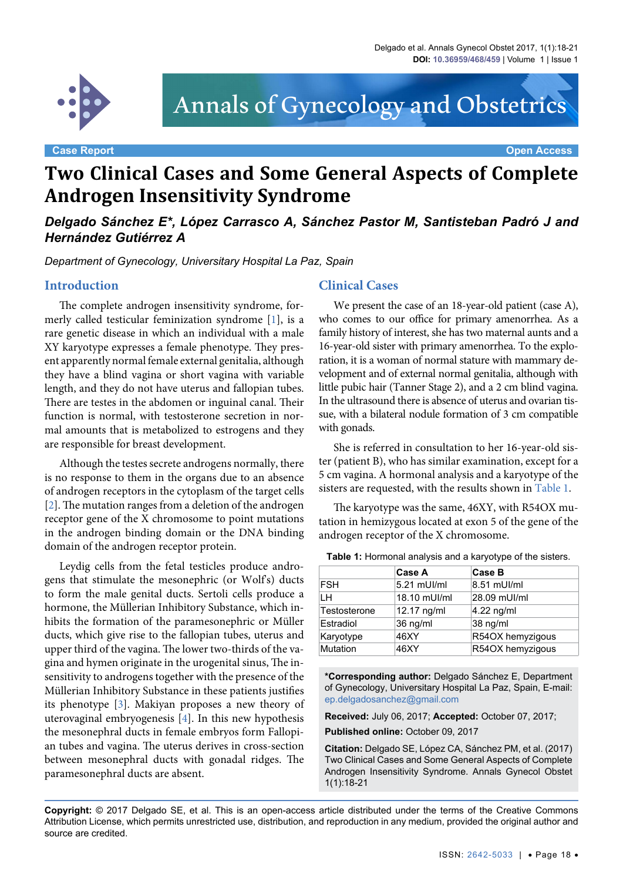Case Report | Open Access

# Two Clinical Cases and Some General Aspects of Complete Androgen Insensitivity Syndrome

***Delgado Sánchez E\*, López Carrasco A, Sánchez Pastor M, Santisteban Padró J and Hernández Gutiérrez A***

*Department of Gynecology, University Hospital La Paz, Spain*

## Introduction

The complete androgen insensitivity syndrome, formerly called testicular feminization syndrome [1], is a rare genetic disease in which an individual with a male XY karyotype expresses a female phenotype. They present apparently normal female external genitalia, although they have a blind vagina or short vagina with variable length, and they do not have uterus and fallopian tubes. There are testes in the abdomen or inguinal canal. Their function is normal, with testosterone secretion in normal amounts that is metabolized to estrogens and they are responsible for breast development.

Although the testes secrete androgens normally, there is no response to them in the organs due to an absence of androgen receptors in the cytoplasm of the target cells [2]. The mutation ranges from a deletion of the androgen receptor gene of the X chromosome to point mutations in the androgen binding domain or the DNA binding domain of the androgen receptor protein.

Leydig cells from the fetal testicles produce androgens that stimulate the mesonephric (or Wolf's) ducts to form the male genital ducts. Sertoli cells produce a hormone, the Müllerian Inhibitory Substance, which inhibits the formation of the paramesonephric or Müller ducts, which give rise to the fallopian tubes, uterus and upper third of the vagina. The lower two-thirds of the vagina and hymen originate in the urogenital sinus, The insensitivity to androgens together with the presence of the Müllerian Inhibitory Substance in these patients justifies its phenotype [3]. Makiyan proposes a new theory of uterovaginal embryogenesis [4]. In this new hypothesis the mesonephral ducts in female embryos form Fallopian tubes and vagina. The uterus derives in cross-section between mesonephral ducts with gonadal ridges. The paramesonephral ducts are absent.

## Clinical Cases

We present the case of an 18-year-old patient (case A), who comes to our office for primary amenorrhea. As a family history of interest, she has two maternal aunts and a 16-year-old sister with primary amenorrhea. To the exploration, it is a woman of normal stature with mammary development and of external normal genitalia, although with little pubic hair (Tanner Stage 2), and a 2 cm blind vagina. In the ultrasound there is absence of uterus and ovarian tissue, with a bilateral nodule formation of 3 cm compatible with gonads.

She is referred in consultation to her 16-year-old sister (patient B), who has similar examination, except for a 5 cm vagina. A hormonal analysis and a karyotype of the sisters are requested, with the results shown in Table 1.

The karyotype was the same, 46XY, with R54OX mutation in hemizygous located at exon 5 of the gene of the androgen receptor of the X chromosome.

**Table 1:** Hormonal analysis and a karyotype of the sisters.

| | Case A | Case B |
|---|---|---|
| FSH | 5.21 mUI/ml | 8.51 mUI/ml |
| LH | 18.10 mUI/ml | 28.09 mUI/ml |
| Testosterone | 12.17 ng/ml | 4.22 ng/ml |
| Estradiol | 36 ng/ml | 38 ng/ml |
| Karyotype | 46XY | R54OX hemizygous |
| Mutation | 46XY | R54OX hemizygous |

**\*Corresponding author:** Delgado Sánchez E, Department of Gynecology, University Hospital La Paz, Spain, E-mail: ep.delgadosanchez@gmail.com

**Received:** July 06, 2017; **Accepted:** October 07, 2017;

**Published online:** October 09, 2017

**Citation:** Delgado SE, López CA, Sánchez PM, et al. (2017) Two Clinical Cases and Some General Aspects of Complete Androgen Insensitivity Syndrome. Annals Gynecol Obstet 1(1):18-21

**Copyright:** © 2017 Delgado SE, et al. This is an open-access article distributed under the terms of the Creative Commons Attribution License, which permits unrestricted use, distribution, and reproduction in any medium, provided the original author and source are credited.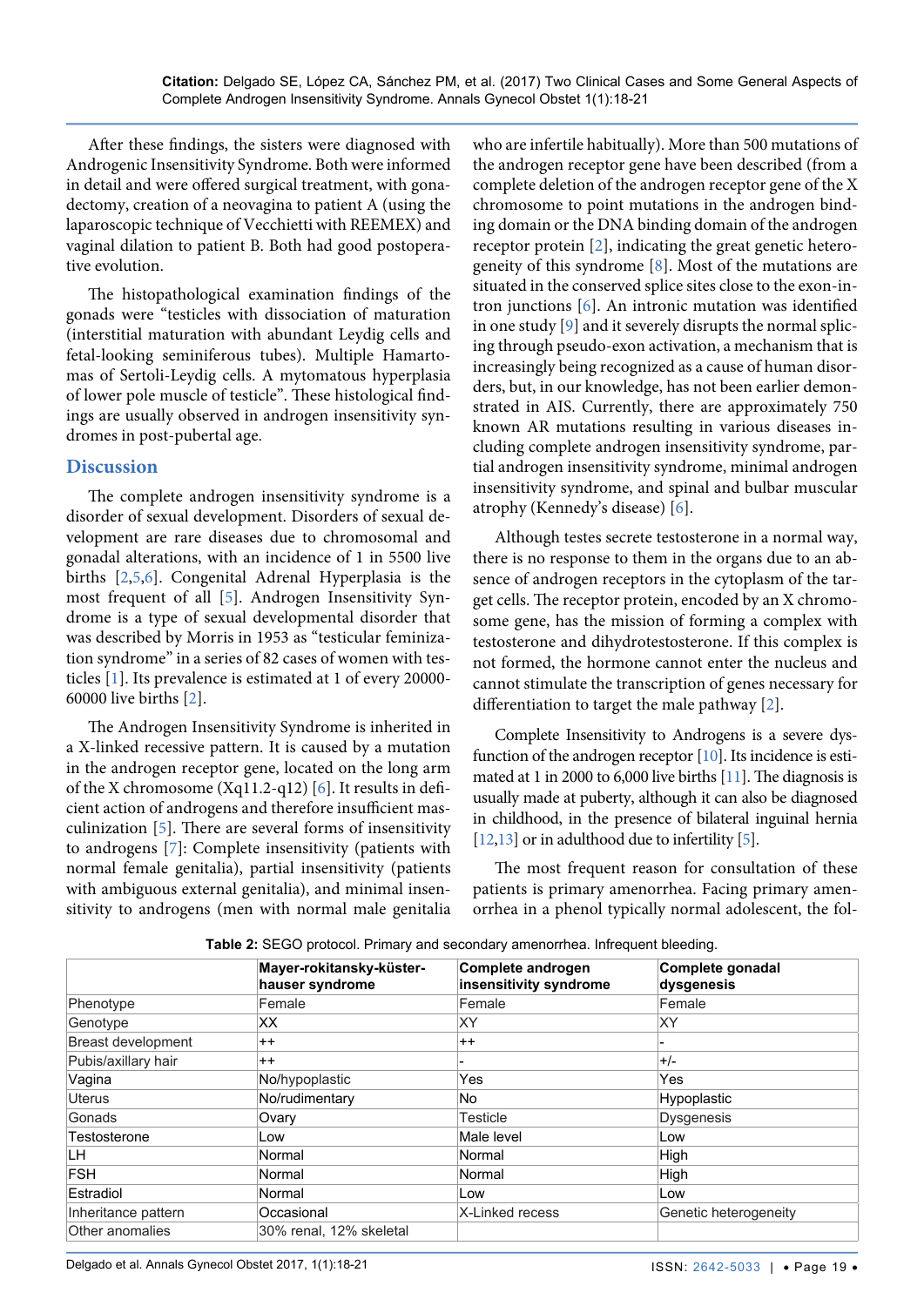After these findings, the sisters were diagnosed with Androgenic Insensitivity Syndrome. Both were informed in detail and were offered surgical treatment, with gonadectomy, creation of a neovagina to patient A (using the laparoscopic technique of Vecchietti with REEMEX) and vaginal dilation to patient B. Both had good postoperative evolution.

The histopathological examination findings of the gonads were "testicles with dissociation of maturation (interstitial maturation with abundant Leydig cells and fetal-looking seminiferous tubes). Multiple Hamartomas of Sertoli-Leydig cells. A mytomatous hyperplasia of lower pole muscle of testicle". These histological findings are usually observed in androgen insensitivity syndromes in post-pubertal age.

## Discussion

The complete androgen insensitivity syndrome is a disorder of sexual development. Disorders of sexual development are rare diseases due to chromosomal and gonadal alterations, with an incidence of 1 in 5500 live births [2,5,6]. Congenital Adrenal Hyperplasia is the most frequent of all [5]. Androgen Insensitivity Syndrome is a type of sexual developmental disorder that was described by Morris in 1953 as "testicular feminization syndrome" in a series of 82 cases of women with testicles [1]. Its prevalence is estimated at 1 of every 20000-60000 live births [2].

The Androgen Insensitivity Syndrome is inherited in a X-linked recessive pattern. It is caused by a mutation in the androgen receptor gene, located on the long arm of the X chromosome (Xq11.2-q12) [6]. It results in deficient action of androgens and therefore insufficient masculinization [5]. There are several forms of insensitivity to androgens [7]: Complete insensitivity (patients with normal female genitalia), partial insensitivity (patients with ambiguous external genitalia), and minimal insensitivity to androgens (men with normal male genitalia who are infertile habitually). More than 500 mutations of the androgen receptor gene have been described (from a complete deletion of the androgen receptor gene of the X chromosome to point mutations in the androgen binding domain or the DNA binding domain of the androgen receptor protein [2], indicating the great genetic heterogeneity of this syndrome [8]. Most of the mutations are situated in the conserved splice sites close to the exon-intron junctions [6]. An intronic mutation was identified in one study [9] and it severely disrupts the normal splicing through pseudo-exon activation, a mechanism that is increasingly being recognized as a cause of human disorders, but, in our knowledge, has not been earlier demonstrated in AIS. Currently, there are approximately 750 known AR mutations resulting in various diseases including complete androgen insensitivity syndrome, partial androgen insensitivity syndrome, minimal androgen insensitivity syndrome, and spinal and bulbar muscular atrophy (Kennedy's disease) [6].

Although testes secrete testosterone in a normal way, there is no response to them in the organs due to an absence of androgen receptors in the cytoplasm of the target cells. The receptor protein, encoded by an X chromosome gene, has the mission of forming a complex with testosterone and dihydrotestosterone. If this complex is not formed, the hormone cannot enter the nucleus and cannot stimulate the transcription of genes necessary for differentiation to target the male pathway [2].

Complete Insensitivity to Androgens is a severe dysfunction of the androgen receptor [10]. Its incidence is estimated at 1 in 2000 to 6,000 live births [11]. The diagnosis is usually made at puberty, although it can also be diagnosed in childhood, in the presence of bilateral inguinal hernia [12,13] or in adulthood due to infertility [5].

The most frequent reason for consultation of these patients is primary amenorrhea. Facing primary amenorrhea in a phenol typically normal adolescent, the fol-

**Table 2:** SEGO protocol. Primary and secondary amenorrhea. Infrequent bleeding.

| | Mayer-rokitansky-küster-hauser syndrome | Complete androgen insensitivity syndrome | Complete gonadal dysgenesis |
|---|---|---|---|
| Phenotype | Female | Female | Female |
| Genotype | XX | XY | XY |
| Breast development | ++ | ++ | - |
| Pubis/axillary hair | ++ | - | +/- |
| Vagina | No/hypoplastic | Yes | Yes |
| Uterus | No/rudimentary | No | Hypoplastic |
| Gonads | Ovary | Testicle | Dysgenesis |
| Testosterone | Low | Male level | Low |
| LH | Normal | Normal | High |
| FSH | Normal | Normal | High |
| Estradiol | Normal | Low | Low |
| Inheritance pattern | Occasional | X-Linked recess | Genetic heterogeneity |
| Other anomalies | 30% renal, 12% skeletal | | |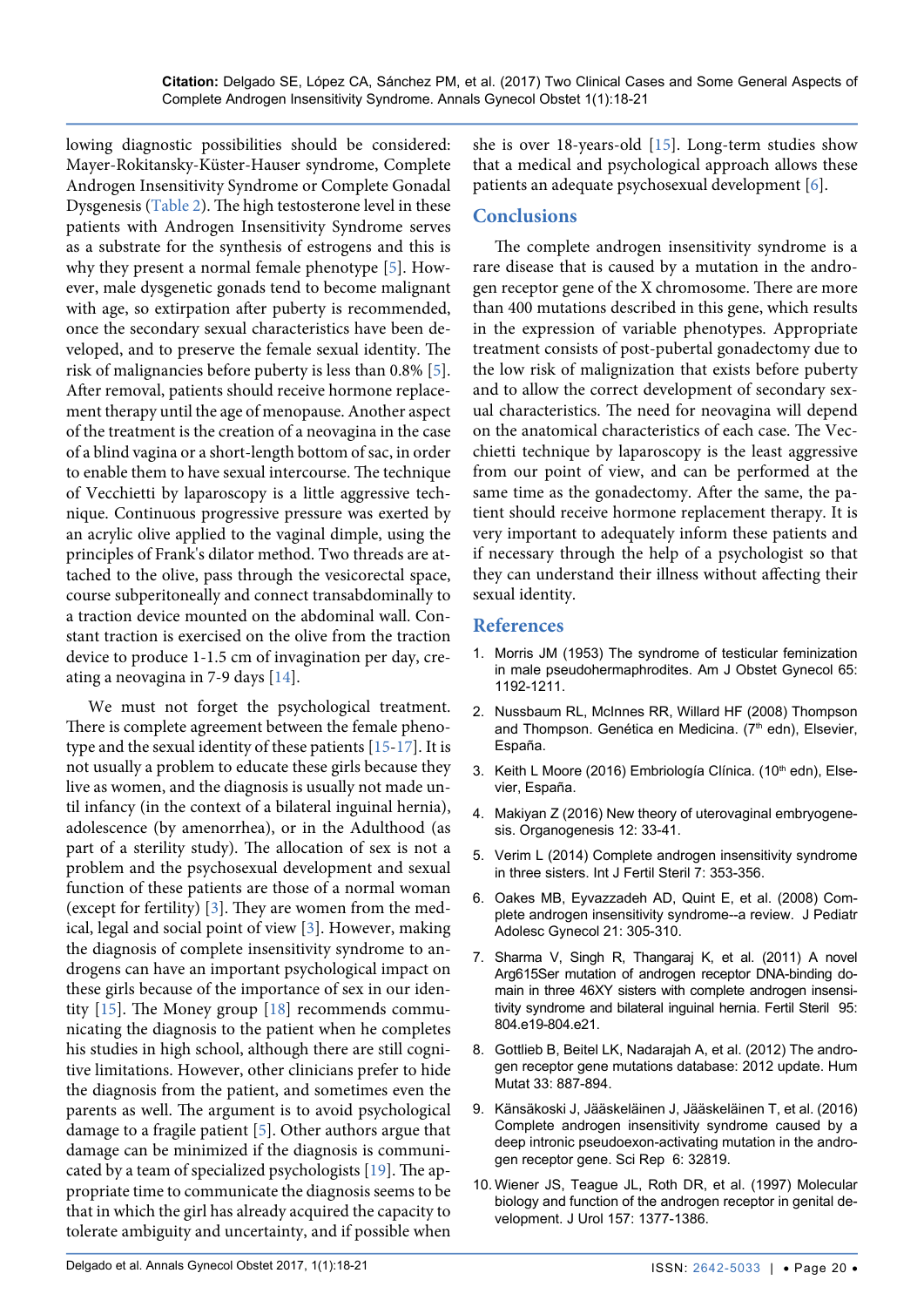lowing diagnostic possibilities should be considered: Mayer-Rokitansky-Küster-Hauser syndrome, Complete Androgen Insensitivity Syndrome or Complete Gonadal Dysgenesis (Table 2). The high testosterone level in these patients with Androgen Insensitivity Syndrome serves as a substrate for the synthesis of estrogens and this is why they present a normal female phenotype [5]. However, male dysgenetic gonads tend to become malignant with age, so extirpation after puberty is recommended, once the secondary sexual characteristics have been developed, and to preserve the female sexual identity. The risk of malignancies before puberty is less than 0.8% [5]. After removal, patients should receive hormone replacement therapy until the age of menopause. Another aspect of the treatment is the creation of a neovagina in the case of a blind vagina or a short-length bottom of sac, in order to enable them to have sexual intercourse. The technique of Vecchietti by laparoscopy is a little aggressive technique. Continuous progressive pressure was exerted by an acrylic olive applied to the vaginal dimple, using the principles of Frank's dilator method. Two threads are attached to the olive, pass through the vesicorectal space, course subperitoneally and connect transabdominally to a traction device mounted on the abdominal wall. Constant traction is exercised on the olive from the traction device to produce 1-1.5 cm of invagination per day, creating a neovagina in 7-9 days [14].

We must not forget the psychological treatment. There is complete agreement between the female phenotype and the sexual identity of these patients [15-17]. It is not usually a problem to educate these girls because they live as women, and the diagnosis is usually not made until infancy (in the context of a bilateral inguinal hernia), adolescence (by amenorrhea), or in the Adulthood (as part of a sterility study). The allocation of sex is not a problem and the psychosexual development and sexual function of these patients are those of a normal woman (except for fertility) [3]. They are women from the medical, legal and social point of view [3]. However, making the diagnosis of complete insensitivity syndrome to androgens can have an important psychological impact on these girls because of the importance of sex in our identity [15]. The Money group [18] recommends communicating the diagnosis to the patient when he completes his studies in high school, although there are still cognitive limitations. However, other clinicians prefer to hide the diagnosis from the patient, and sometimes even the parents as well. The argument is to avoid psychological damage to a fragile patient [5]. Other authors argue that damage can be minimized if the diagnosis is communicated by a team of specialized psychologists [19]. The appropriate time to communicate the diagnosis seems to be that in which the girl has already acquired the capacity to tolerate ambiguity and uncertainty, and if possible when she is over 18-years-old [15]. Long-term studies show that a medical and psychological approach allows these patients an adequate psychosexual development [6].

## Conclusions

The complete androgen insensitivity syndrome is a rare disease that is caused by a mutation in the androgen receptor gene of the X chromosome. There are more than 400 mutations described in this gene, which results in the expression of variable phenotypes. Appropriate treatment consists of post-pubertal gonadectomy due to the low risk of malignization that exists before puberty and to allow the correct development of secondary sexual characteristics. The need for neovagina will depend on the anatomical characteristics of each case. The Vecchietti technique by laparoscopy is the least aggressive from our point of view, and can be performed at the same time as the gonadectomy. After the same, the patient should receive hormone replacement therapy. It is very important to adequately inform these patients and if necessary through the help of a psychologist so that they can understand their illness without affecting their sexual identity.

## References

1. Morris JM (1953) The syndrome of testicular feminization in male pseudohermaphrodites. Am J Obstet Gynecol 65: 1192-1211.
2. Nussbaum RL, McInnes RR, Willard HF (2008) Thompson and Thompson. Genética en Medicina. (7th edn), Elsevier, España.
3. Keith L Moore (2016) Embriología Clínica. (10th edn), Elsevier, España.
4. Makiyan Z (2016) New theory of uterovaginal embryogenesis. Organogenesis 12: 33-41.
5. Verim L (2014) Complete androgen insensitivity syndrome in three sisters. Int J Fertil Steril 7: 353-356.
6. Oakes MB, Eyvazzadeh AD, Quint E, et al. (2008) Complete androgen insensitivity syndrome--a review. J Pediatr Adolesc Gynecol 21: 305-310.
7. Sharma V, Singh R, Thangaraj K, et al. (2011) A novel Arg615Ser mutation of androgen receptor DNA-binding domain in three 46XY sisters with complete androgen insensitivity syndrome and bilateral inguinal hernia. Fertil Steril 95: 804.e19-804.e21.
8. Gottlieb B, Beitel LK, Nadarajah A, et al. (2012) The androgen receptor gene mutations database: 2012 update. Hum Mutat 33: 887-894.
9. Känsäkoski J, Jääskeläinen J, Jääskeläinen T, et al. (2016) Complete androgen insensitivity syndrome caused by a deep intronic pseudoexon-activating mutation in the androgen receptor gene. Sci Rep 6: 32819.
10. Wiener JS, Teague JL, Roth DR, et al. (1997) Molecular biology and function of the androgen receptor in genital development. J Urol 157: 1377-1386.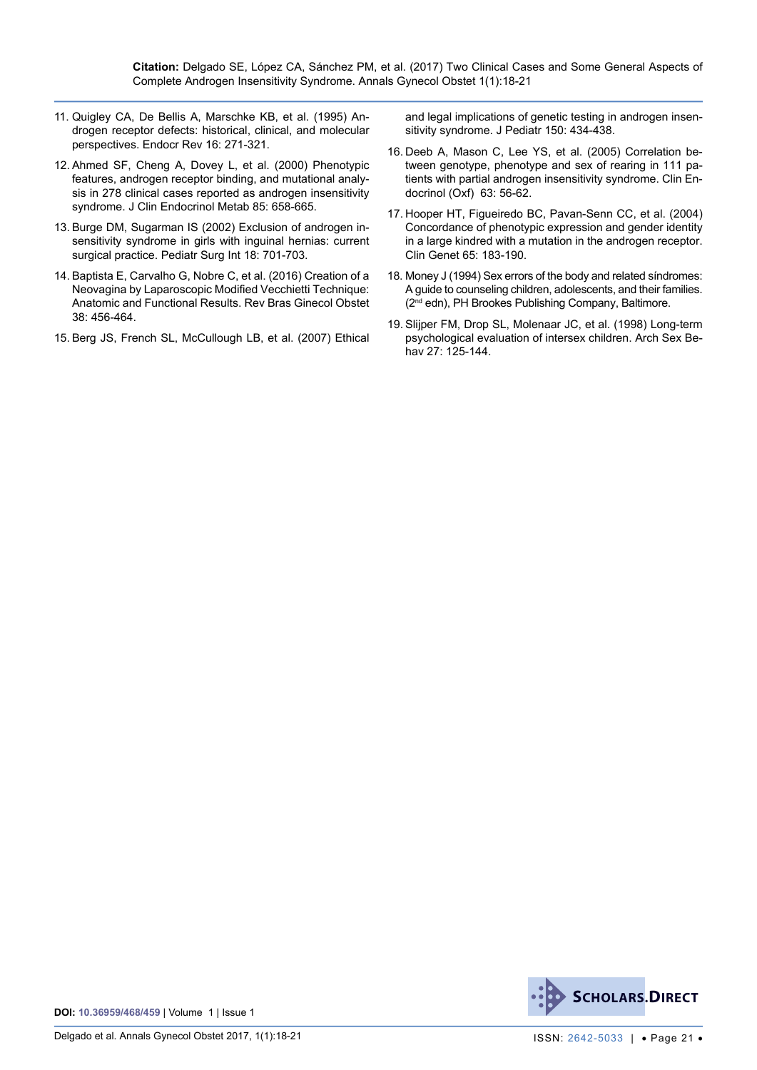11. Quigley CA, De Bellis A, Marschke KB, et al. (1995) Androgen receptor defects: historical, clinical, and molecular perspectives. Endocr Rev 16: 271-321.
12. Ahmed SF, Cheng A, Dovey L, et al. (2000) Phenotypic features, androgen receptor binding, and mutational analysis in 278 clinical cases reported as androgen insensitivity syndrome. J Clin Endocrinol Metab 85: 658-665.
13. Burge DM, Sugarman IS (2002) Exclusion of androgen insensitivity syndrome in girls with inguinal hernias: current surgical practice. Pediatr Surg Int 18: 701-703.
14. Baptista E, Carvalho G, Nobre C, et al. (2016) Creation of a Neovagina by Laparoscopic Modified Vecchietti Technique: Anatomic and Functional Results. Rev Bras Ginecol Obstet 38: 456-464.
15. Berg JS, French SL, McCullough LB, et al. (2007) Ethical and legal implications of genetic testing in androgen insensitivity syndrome. J Pediatr 150: 434-438.
16. Deeb A, Mason C, Lee YS, et al. (2005) Correlation between genotype, phenotype and sex of rearing in 111 patients with partial androgen insensitivity syndrome. Clin Endocrinol (Oxf) 63: 56-62.
17. Hooper HT, Figueiredo BC, Pavan-Senn CC, et al. (2004) Concordance of phenotypic expression and gender identity in a large kindred with a mutation in the androgen receptor. Clin Genet 65: 183-190.
18. Money J (1994) Sex errors of the body and related síndromes: A guide to counseling children, adolescents, and their families. (2nd edn), PH Brookes Publishing Company, Baltimore.
19. Slijper FM, Drop SL, Molenaar JC, et al. (1998) Long-term psychological evaluation of intersex children. Arch Sex Behav 27: 125-144.